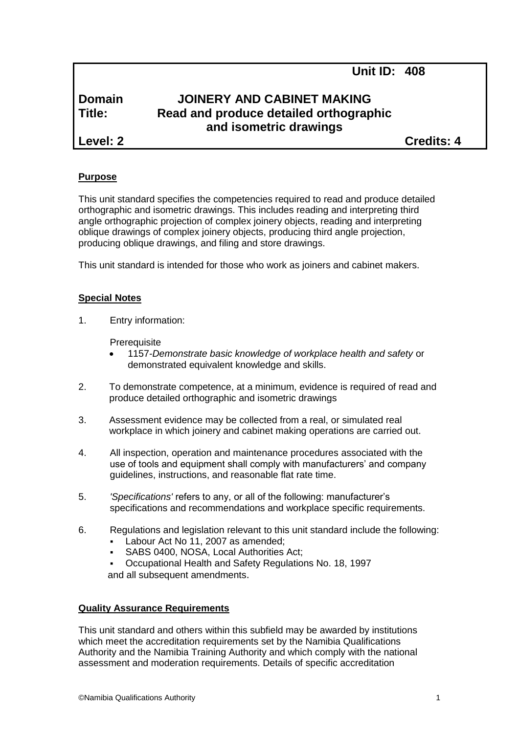**Unit ID: 408**

| | | |
|---|---|---|
| **Domain** | **JOINERY AND CABINET MAKING** | |
| **Title:** | **Read and produce detailed orthographic and isometric drawings** | |
| **Level: 2** | | **Credits: 4** |

**Purpose**

This unit standard specifies the competencies required to read and produce detailed orthographic and isometric drawings. This includes reading and interpreting third angle orthographic projection of complex joinery objects, reading and interpreting oblique drawings of complex joinery objects, producing third angle projection, producing oblique drawings, and filing and store drawings.

This unit standard is intended for those who work as joiners and cabinet makers.

**Special Notes**

1. Entry information:

   Prerequisite
   - 1157-*Demonstrate basic knowledge of workplace health and safety* or demonstrated equivalent knowledge and skills.

2. To demonstrate competence, at a minimum, evidence is required of read and produce detailed orthographic and isometric drawings

3. Assessment evidence may be collected from a real, or simulated real workplace in which joinery and cabinet making operations are carried out.

4. All inspection, operation and maintenance procedures associated with the use of tools and equipment shall comply with manufacturers' and company guidelines, instructions, and reasonable flat rate time.

5. *'Specifications'* refers to any, or all of the following: manufacturer's specifications and recommendations and workplace specific requirements.

6. Regulations and legislation relevant to this unit standard include the following:
   - Labour Act No 11, 2007 as amended;
   - SABS 0400, NOSA, Local Authorities Act;
   - Occupational Health and Safety Regulations No. 18, 1997

   and all subsequent amendments.

**Quality Assurance Requirements**

This unit standard and others within this subfield may be awarded by institutions which meet the accreditation requirements set by the Namibia Qualifications Authority and the Namibia Training Authority and which comply with the national assessment and moderation requirements. Details of specific accreditation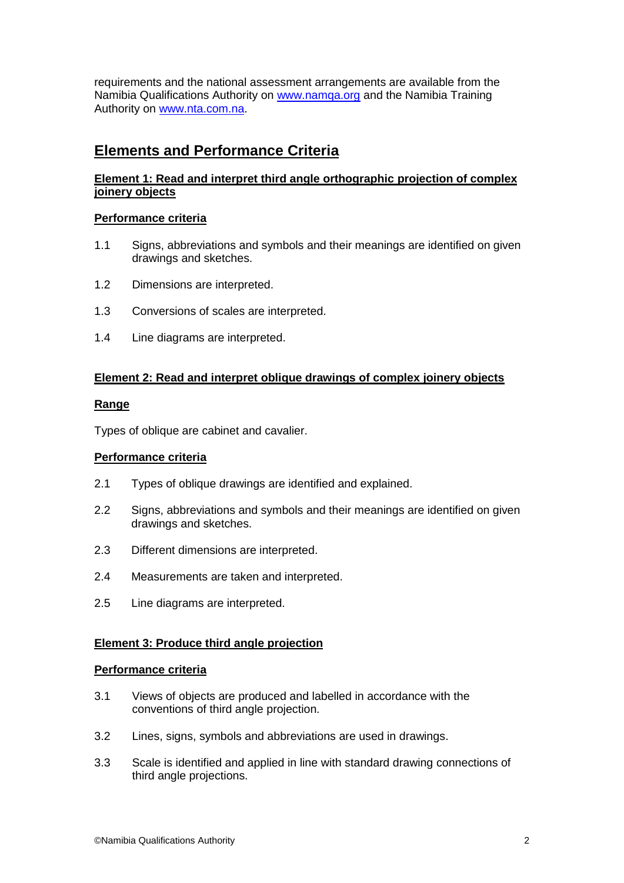requirements and the national assessment arrangements are available from the Namibia Qualifications Authority on [www.namqa.org](http://www.namqa.org) and the Namibia Training Authority on [www.nta.com.na](http://www.nta.com.na).

## Elements and Performance Criteria

**Element 1: Read and interpret third angle orthographic projection of complex joinery objects**

**Performance criteria**

1.1 Signs, abbreviations and symbols and their meanings are identified on given drawings and sketches.

1.2 Dimensions are interpreted.

1.3 Conversions of scales are interpreted.

1.4 Line diagrams are interpreted.

**Element 2: Read and interpret oblique drawings of complex joinery objects**

**Range**

Types of oblique are cabinet and cavalier.

**Performance criteria**

2.1 Types of oblique drawings are identified and explained.

2.2 Signs, abbreviations and symbols and their meanings are identified on given drawings and sketches.

2.3 Different dimensions are interpreted.

2.4 Measurements are taken and interpreted.

2.5 Line diagrams are interpreted.

**Element 3: Produce third angle projection**

**Performance criteria**

3.1 Views of objects are produced and labelled in accordance with the conventions of third angle projection.

3.2 Lines, signs, symbols and abbreviations are used in drawings.

3.3 Scale is identified and applied in line with standard drawing connections of third angle projections.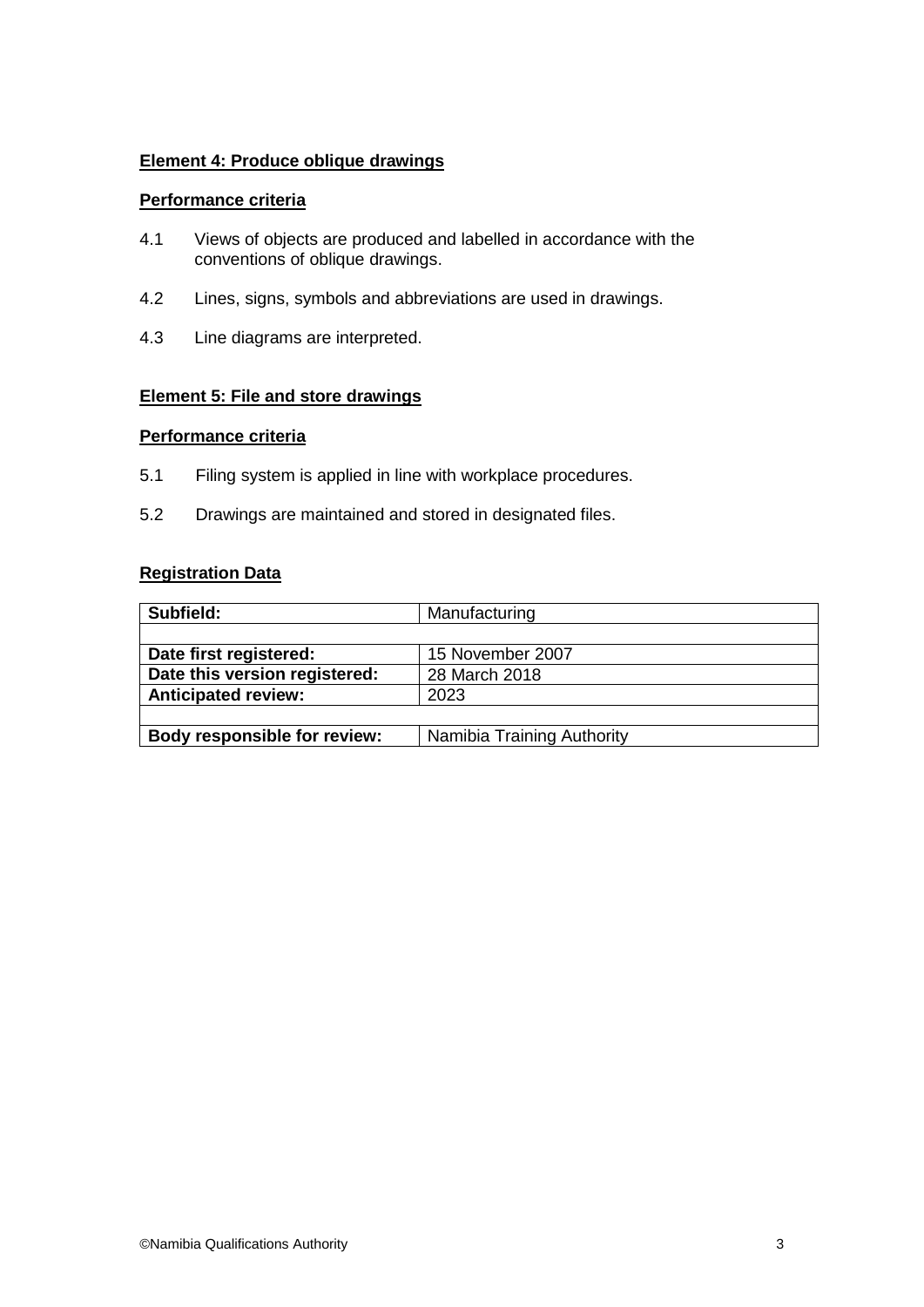**Element 4: Produce oblique drawings**

**Performance criteria**

4.1 Views of objects are produced and labelled in accordance with the conventions of oblique drawings.

4.2 Lines, signs, symbols and abbreviations are used in drawings.

4.3 Line diagrams are interpreted.

**Element 5: File and store drawings**

**Performance criteria**

5.1 Filing system is applied in line with workplace procedures.

5.2 Drawings are maintained and stored in designated files.

**Registration Data**

| | |
|---|---|
| **Subfield:** | Manufacturing |
| | |
| **Date first registered:** | 15 November 2007 |
| **Date this version registered:** | 28 March 2018 |
| **Anticipated review:** | 2023 |
| | |
| **Body responsible for review:** | Namibia Training Authority |